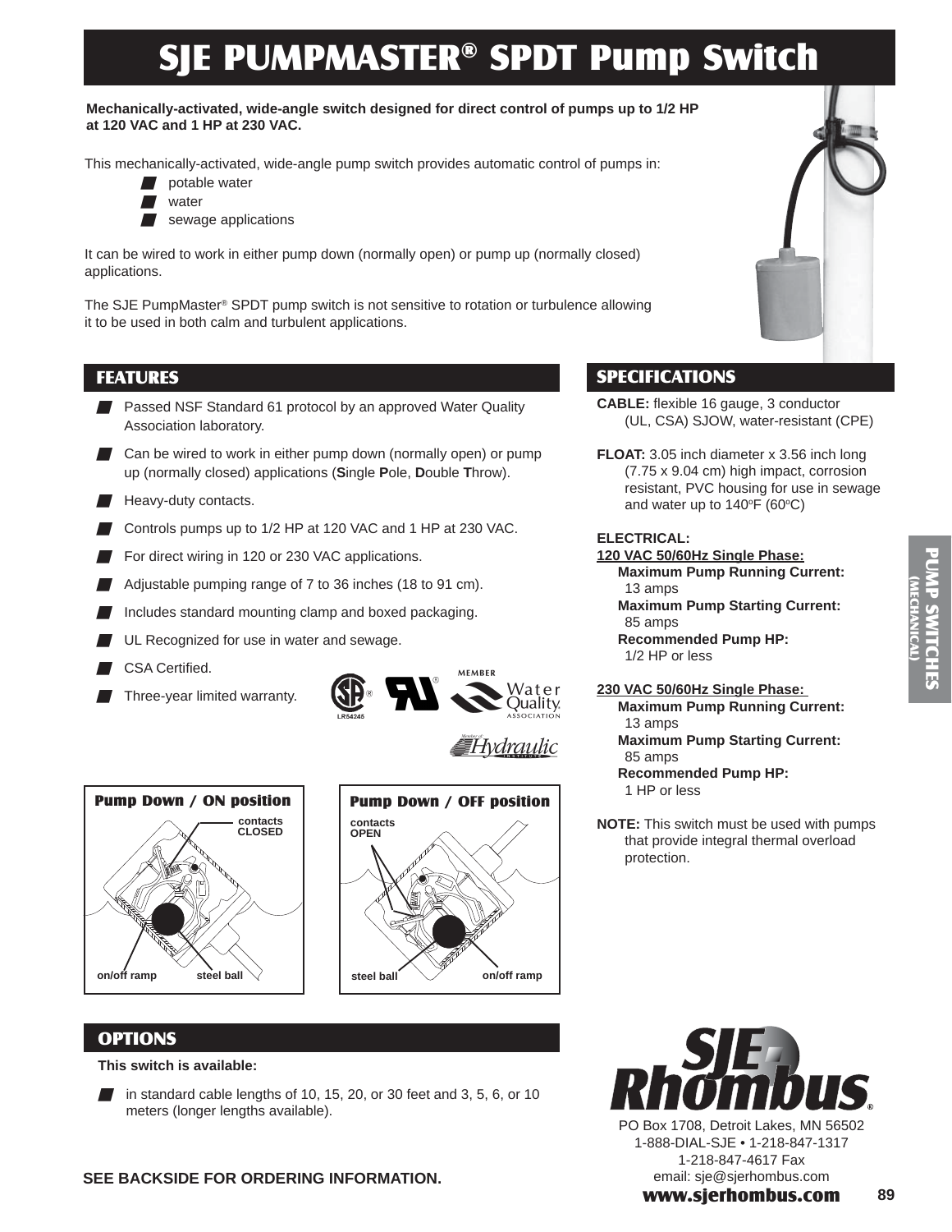# SJE PUMPMASTER® SPDT Pump Switch

**Mechanically-activated, wide-angle switch designed for direct control of pumps up to 1/2 HP at 120 VAC and 1 HP at 230 VAC.**

This mechanically-activated, wide-angle pump switch provides automatic control of pumps in:

- potable water
- water
- sewage applications

It can be wired to work in either pump down (normally open) or pump up (normally closed) applications.

The SJE PumpMaster® SPDT pump switch is not sensitive to rotation or turbulence allowing it to be used in both calm and turbulent applications.

## FEATURES

- Passed NSF Standard 61 protocol by an approved Water Quality Association laboratory.
- Can be wired to work in either pump down (normally open) or pump up (normally closed) applications (**S**ingle **P**ole, **D**ouble **T**hrow).
- Heavy-duty contacts.
- Controls pumps up to 1/2 HP at 120 VAC and 1 HP at 230 VAC.
- For direct wiring in 120 or 230 VAC applications.
- Adjustable pumping range of 7 to 36 inches (18 to 91 cm).
- Includes standard mounting clamp and boxed packaging.
- UL Recognized for use in water and sewage.
- CSA Certified.
- Three-year limited warranty.

LR54245

MEMBER Water Quality Association

Member of Hydraulic Institute

**Pump Down / ON position**

contacts CLOSED

on/off ramp — steel ball

**Pump Down / OFF position**

contacts OPEN

steel ball — on/off ramp

## SPECIFICATIONS

**CABLE:** flexible 16 gauge, 3 conductor (UL, CSA) SJOW, water-resistant (CPE)

**FLOAT:** 3.05 inch diameter x 3.56 inch long (7.75 x 9.04 cm) high impact, corrosion resistant, PVC housing for use in sewage and water up to 140°F (60°C)

**ELECTRICAL:**

**120 VAC 50/60Hz Single Phase:**

**Maximum Pump Running Current:** 13 amps
**Maximum Pump Starting Current:** 85 amps
**Recommended Pump HP:** 1/2 HP or less

**230 VAC 50/60Hz Single Phase:**

**Maximum Pump Running Current:** 13 amps
**Maximum Pump Starting Current:** 85 amps
**Recommended Pump HP:** 1 HP or less

**NOTE:** This switch must be used with pumps that provide integral thermal overload protection.

## OPTIONS

**This switch is available:**

- in standard cable lengths of 10, 15, 20, or 30 feet and 3, 5, 6, or 10 meters (longer lengths available).

**SEE BACKSIDE FOR ORDERING INFORMATION.**

SJE Rhombus®

PO Box 1708, Detroit Lakes, MN 56502
1-888-DIAL-SJE • 1-218-847-1317
1-218-847-4617 Fax
email: sje@sjerhombus.com
**www.sjerhombus.com**

PUMP SWITCHES (MECHANICAL)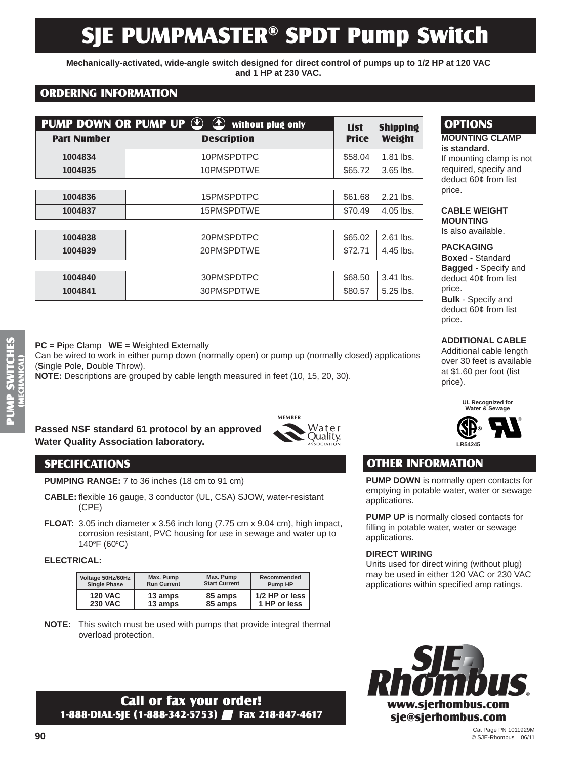# SJE PUMPMASTER® SPDT Pump Switch

**Mechanically-activated, wide-angle switch designed for direct control of pumps up to 1/2 HP at 120 VAC and 1 HP at 230 VAC.**

## ORDERING INFORMATION

| PUMP DOWN OR PUMP UP without plug only | | | |
|---|---|---|---|
| **Part Number** | **Description** | **List Price** | **Shipping Weight** |
| 1004834 | 10PMSPDTPC | $58.04 | 1.81 lbs. |
| 1004835 | 10PMSPDTWE | $65.72 | 3.65 lbs. |
| 1004836 | 15PMSPDTPC | $61.68 | 2.21 lbs. |
| 1004837 | 15PMSPDTWE | $70.49 | 4.05 lbs. |
| 1004838 | 20PMSPDTPC | $65.02 | 2.61 lbs. |
| 1004839 | 20PMSPDTWE | $72.71 | 4.45 lbs. |
| 1004840 | 30PMSPDTPC | $68.50 | 3.41 lbs. |
| 1004841 | 30PMSPDTWE | $80.57 | 5.25 lbs. |

**PC** = **P**ipe **C**lamp **WE** = **W**eighted **E**xternally
Can be wired to work in either pump down (normally open) or pump up (normally closed) applications (**S**ingle **P**ole, **D**ouble **T**hrow).
**NOTE:** Descriptions are grouped by cable length measured in feet (10, 15, 20, 30).

**Passed NSF standard 61 protocol by an approved Water Quality Association laboratory.**

MEMBER Water Quality ASSOCIATION

## OPTIONS

**MOUNTING CLAMP is standard.**
If mounting clamp is not required, specify and deduct 60¢ from list price.

**CABLE WEIGHT MOUNTING**
Is also available.

**PACKAGING**
**Boxed** - Standard
**Bagged** - Specify and deduct 40¢ from list price.
**Bulk** - Specify and deduct 60¢ from list price.

**ADDITIONAL CABLE**
Additional cable length over 30 feet is available at $1.60 per foot (list price).

UL Recognized for Water & Sewage

LR54245

## SPECIFICATIONS

**PUMPING RANGE:** 7 to 36 inches (18 cm to 91 cm)

**CABLE:** flexible 16 gauge, 3 conductor (UL, CSA) SJOW, water-resistant (CPE)

**FLOAT:** 3.05 inch diameter x 3.56 inch long (7.75 cm x 9.04 cm), high impact, corrosion resistant, PVC housing for use in sewage and water up to 140°F (60°C)

**ELECTRICAL:**

| Voltage 50Hz/60Hz Single Phase | Max. Pump Run Current | Max. Pump Start Current | Recommended Pump HP |
|---|---|---|---|
| **120 VAC** | **13 amps** | **85 amps** | **1/2 HP or less** |
| **230 VAC** | **13 amps** | **85 amps** | **1 HP or less** |

**NOTE:** This switch must be used with pumps that provide integral thermal overload protection.

## OTHER INFORMATION

**PUMP DOWN** is normally open contacts for emptying in potable water, water or sewage applications.

**PUMP UP** is normally closed contacts for filling in potable water, water or sewage applications.

**DIRECT WIRING**
Units used for direct wiring (without plug) may be used in either 120 VAC or 230 VAC applications within specified amp ratings.

**Call or fax your order!**
**1-888-DIAL-SJE (1-888-342-5753) Fax 218-847-4617**

SJE Rhombus®
**www.sjerhombus.com**
**sje@sjerhombus.com**

Cat Page PN 1011929M
© SJE-Rhombus 06/11